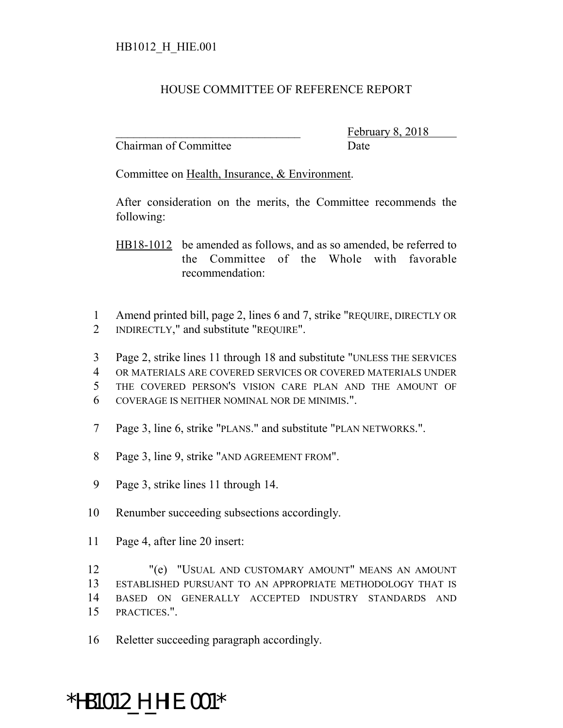HB1012_H_HIE.001

# HOUSE COMMITTEE OF REFERENCE REPORT

_______________________________ February 8, 2018
Chairman of Committee Date

Committee on Health, Insurance, & Environment.

After consideration on the merits, the Committee recommends the following:

HB18-1012 be amended as follows, and as so amended, be referred to the Committee of the Whole with favorable recommendation:

1 Amend printed bill, page 2, lines 6 and 7, strike "REQUIRE, DIRECTLY OR
2 INDIRECTLY," and substitute "REQUIRE".

3 Page 2, strike lines 11 through 18 and substitute "UNLESS THE SERVICES
4 OR MATERIALS ARE COVERED SERVICES OR COVERED MATERIALS UNDER
5 THE COVERED PERSON'S VISION CARE PLAN AND THE AMOUNT OF
6 COVERAGE IS NEITHER NOMINAL NOR DE MINIMIS.".

7 Page 3, line 6, strike "PLANS." and substitute "PLAN NETWORKS.".

8 Page 3, line 9, strike "AND AGREEMENT FROM".

9 Page 3, strike lines 11 through 14.

10 Renumber succeeding subsections accordingly.

11 Page 4, after line 20 insert:

12 "(e) "USUAL AND CUSTOMARY AMOUNT" MEANS AN AMOUNT
13 ESTABLISHED PURSUANT TO AN APPROPRIATE METHODOLOGY THAT IS
14 BASED ON GENERALLY ACCEPTED INDUSTRY STANDARDS AND
15 PRACTICES.".

16 Reletter succeeding paragraph accordingly.

*HB1012_H_HIE.001*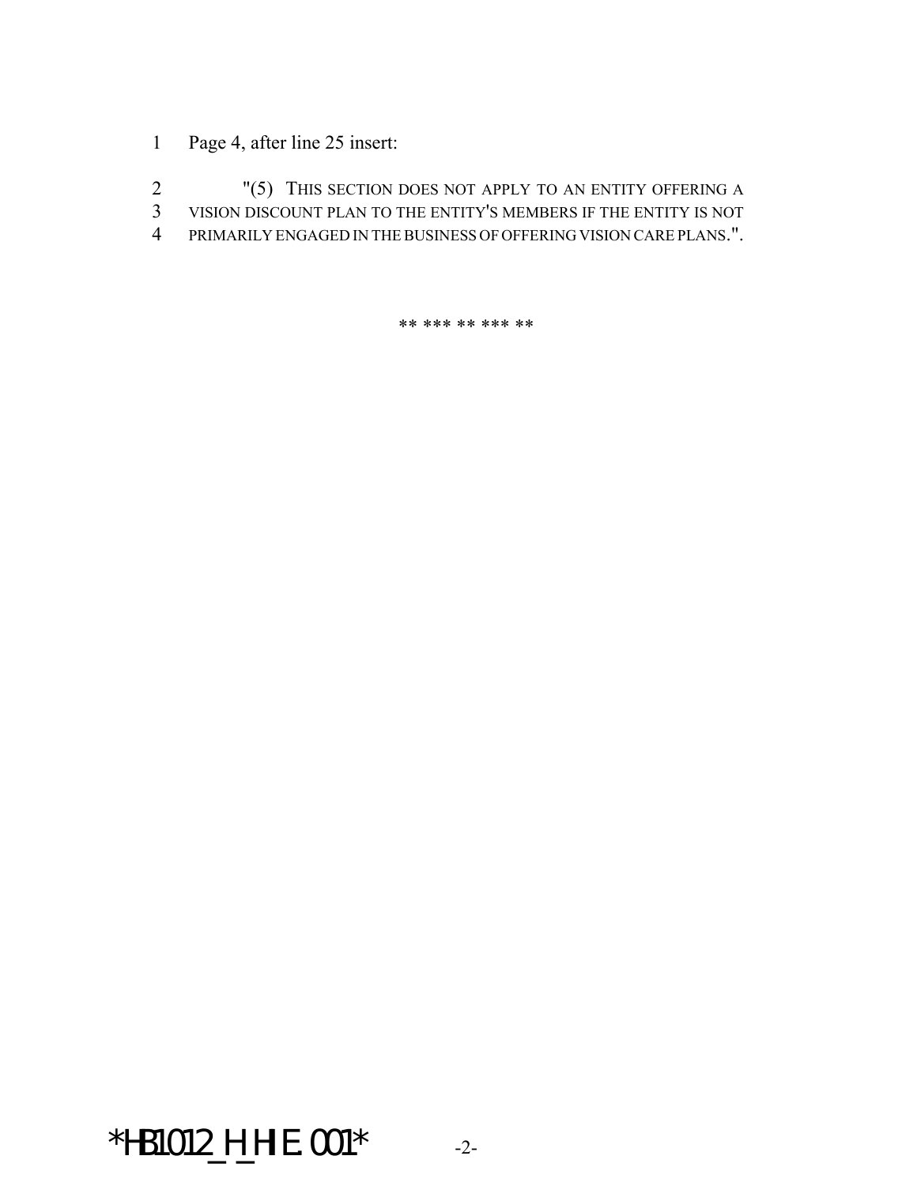Page 4, after line 25 insert:

"(5) THIS SECTION DOES NOT APPLY TO AN ENTITY OFFERING A VISION DISCOUNT PLAN TO THE ENTITY'S MEMBERS IF THE ENTITY IS NOT PRIMARILY ENGAGED IN THE BUSINESS OF OFFERING VISION CARE PLANS.".

** *** ** *** **

*HB1012_H_HIE.001*